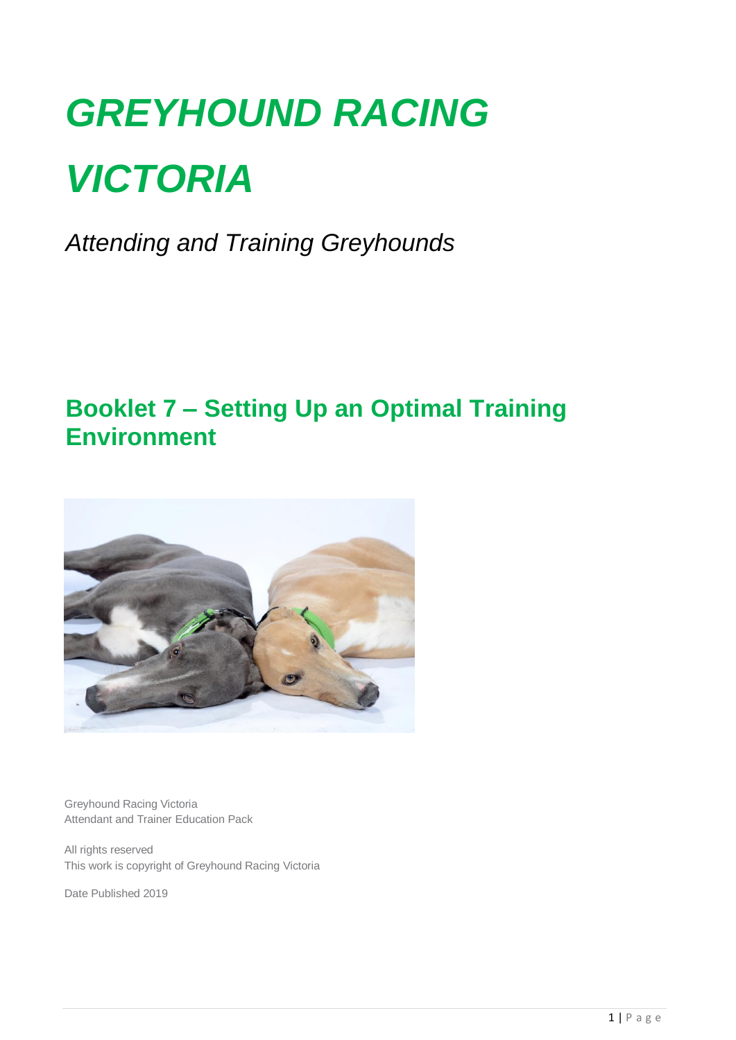# *GREYHOUND RACING VICTORIA*

*Attending and Training Greyhounds*

## Booklet 7 – Setting Up an Optimal Training Environment

Greyhound Racing Victoria
Attendant and Trainer Education Pack

All rights reserved
This work is copyright of Greyhound Racing Victoria

Date Published 2019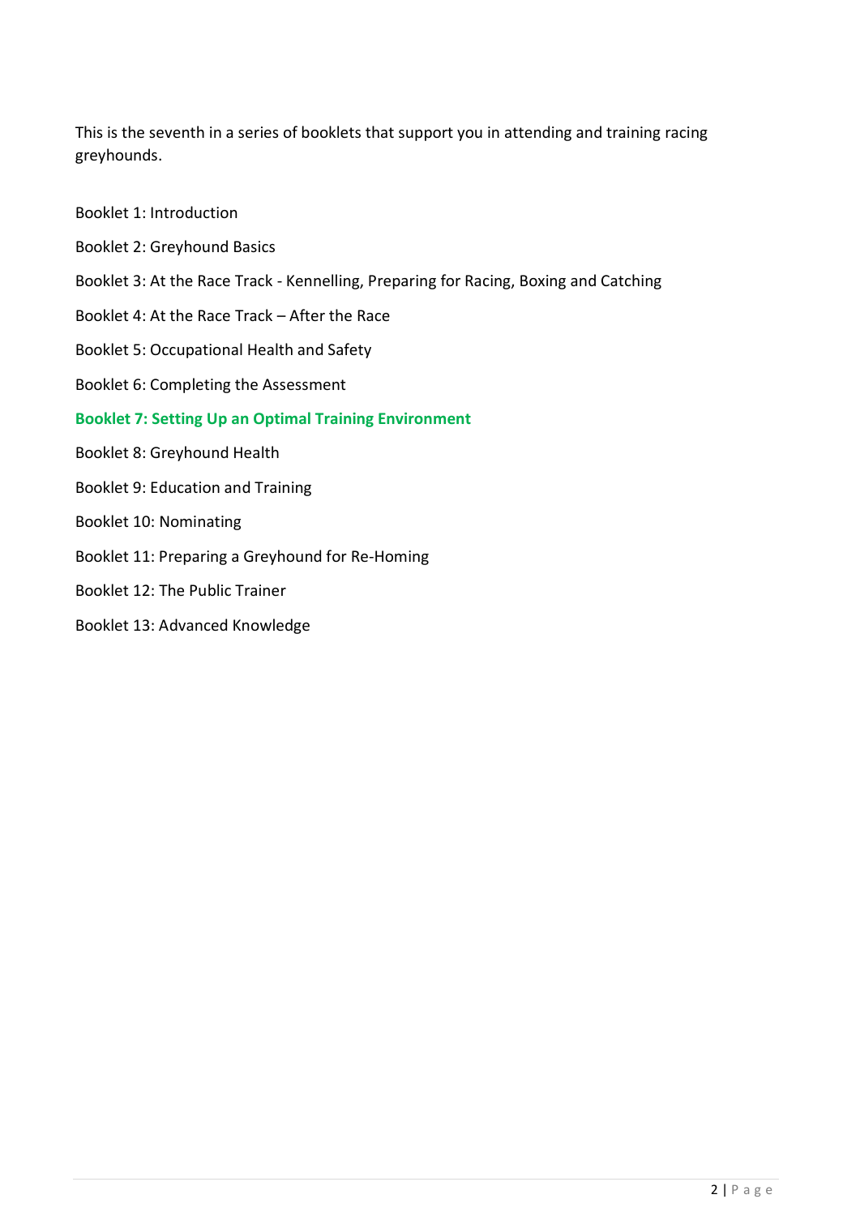This is the seventh in a series of booklets that support you in attending and training racing greyhounds.

Booklet 1: Introduction

Booklet 2: Greyhound Basics

Booklet 3: At the Race Track - Kennelling, Preparing for Racing, Boxing and Catching

Booklet 4: At the Race Track – After the Race

Booklet 5: Occupational Health and Safety

Booklet 6: Completing the Assessment

**Booklet 7: Setting Up an Optimal Training Environment**

Booklet 8: Greyhound Health

Booklet 9: Education and Training

Booklet 10: Nominating

Booklet 11: Preparing a Greyhound for Re-Homing

Booklet 12: The Public Trainer

Booklet 13: Advanced Knowledge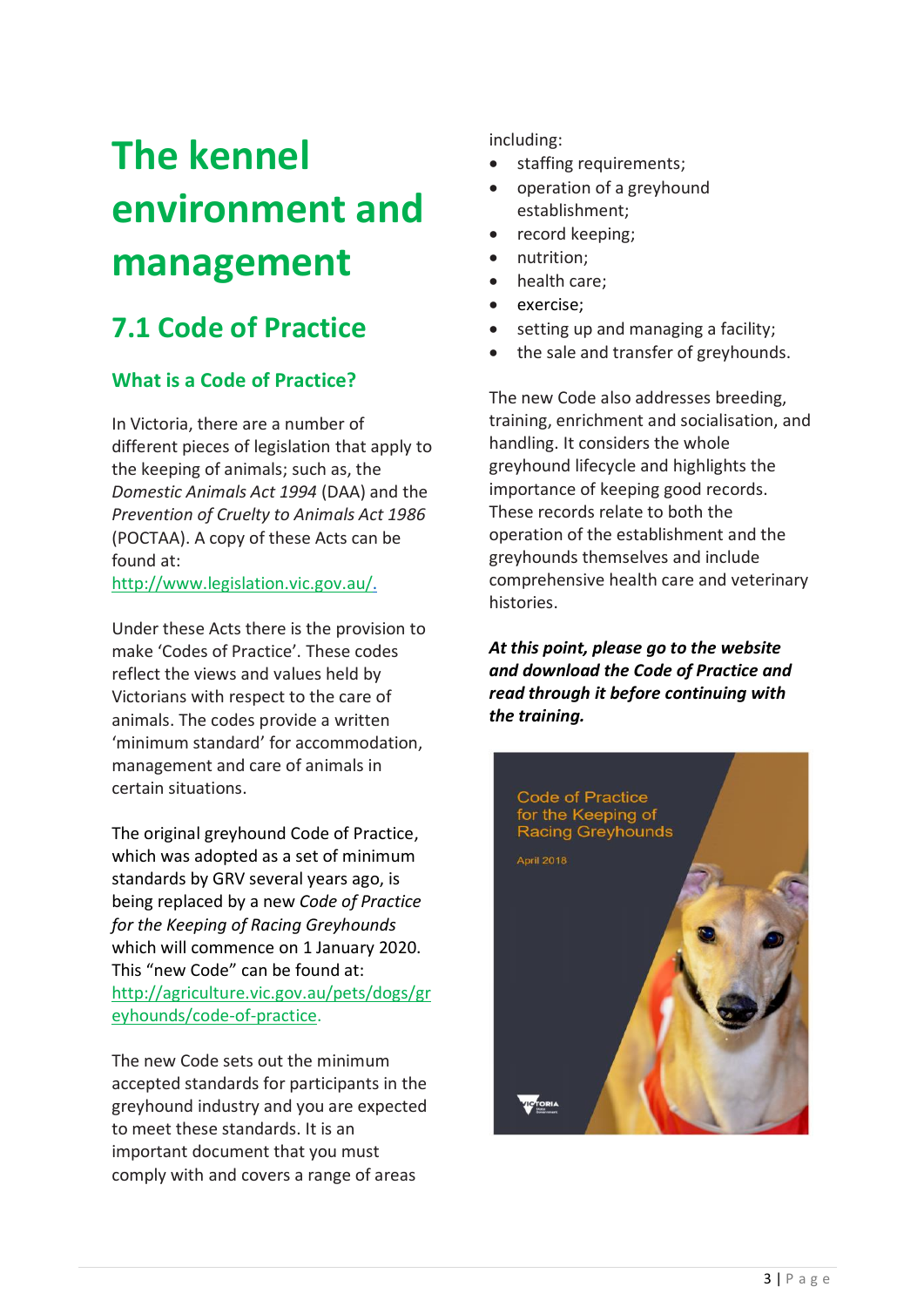# The kennel environment and management

## 7.1 Code of Practice

### What is a Code of Practice?

In Victoria, there are a number of different pieces of legislation that apply to the keeping of animals; such as, the *Domestic Animals Act 1994* (DAA) and the *Prevention of Cruelty to Animals Act 1986* (POCTAA). A copy of these Acts can be found at: http://www.legislation.vic.gov.au/.

Under these Acts there is the provision to make 'Codes of Practice'. These codes reflect the views and values held by Victorians with respect to the care of animals. The codes provide a written 'minimum standard' for accommodation, management and care of animals in certain situations.

The original greyhound Code of Practice, which was adopted as a set of minimum standards by GRV several years ago, is being replaced by a new *Code of Practice for the Keeping of Racing Greyhounds* which will commence on 1 January 2020. This "new Code" can be found at: http://agriculture.vic.gov.au/pets/dogs/greyhounds/code-of-practice.

The new Code sets out the minimum accepted standards for participants in the greyhound industry and you are expected to meet these standards. It is an important document that you must comply with and covers a range of areas including:

- staffing requirements;
- operation of a greyhound establishment;
- record keeping;
- nutrition;
- health care;
- exercise;
- setting up and managing a facility;
- the sale and transfer of greyhounds.

The new Code also addresses breeding, training, enrichment and socialisation, and handling. It considers the whole greyhound lifecycle and highlights the importance of keeping good records. These records relate to both the operation of the establishment and the greyhounds themselves and include comprehensive health care and veterinary histories.

***At this point, please go to the website and download the Code of Practice and read through it before continuing with the training.***

Code of Practice for the Keeping of Racing Greyhounds

April 2018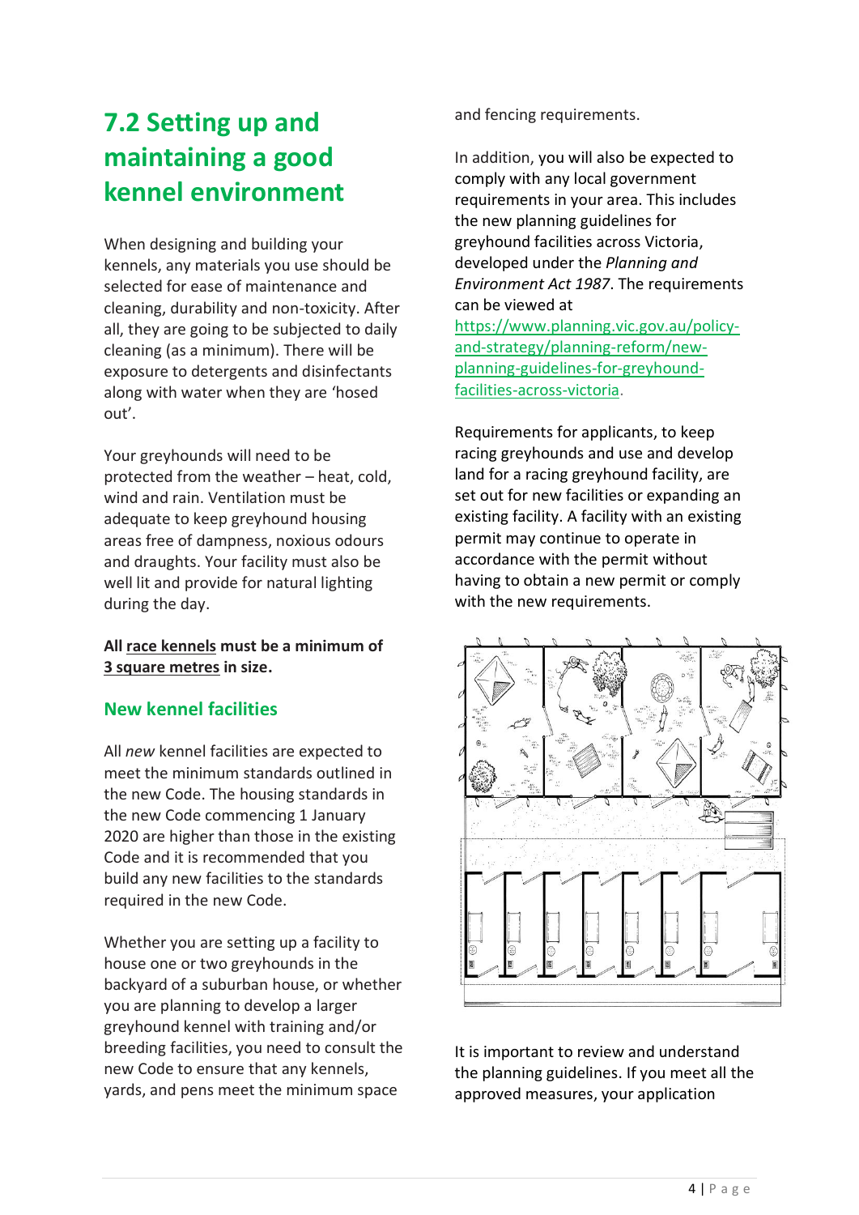## 7.2 Setting up and maintaining a good kennel environment

When designing and building your kennels, any materials you use should be selected for ease of maintenance and cleaning, durability and non-toxicity. After all, they are going to be subjected to daily cleaning (as a minimum). There will be exposure to detergents and disinfectants along with water when they are 'hosed out'.

Your greyhounds will need to be protected from the weather – heat, cold, wind and rain. Ventilation must be adequate to keep greyhound housing areas free of dampness, noxious odours and draughts. Your facility must also be well lit and provide for natural lighting during the day.

**All race kennels must be a minimum of 3 square metres in size.**

### New kennel facilities

All *new* kennel facilities are expected to meet the minimum standards outlined in the new Code. The housing standards in the new Code commencing 1 January 2020 are higher than those in the existing Code and it is recommended that you build any new facilities to the standards required in the new Code.

Whether you are setting up a facility to house one or two greyhounds in the backyard of a suburban house, or whether you are planning to develop a larger greyhound kennel with training and/or breeding facilities, you need to consult the new Code to ensure that any kennels, yards, and pens meet the minimum space and fencing requirements.

In addition, you will also be expected to comply with any local government requirements in your area. This includes the new planning guidelines for greyhound facilities across Victoria, developed under the *Planning and Environment Act 1987*. The requirements can be viewed at https://www.planning.vic.gov.au/policy-and-strategy/planning-reform/new-planning-guidelines-for-greyhound-facilities-across-victoria.

Requirements for applicants, to keep racing greyhounds and use and develop land for a racing greyhound facility, are set out for new facilities or expanding an existing facility. A facility with an existing permit may continue to operate in accordance with the permit without having to obtain a new permit or comply with the new requirements.

It is important to review and understand the planning guidelines. If you meet all the approved measures, your application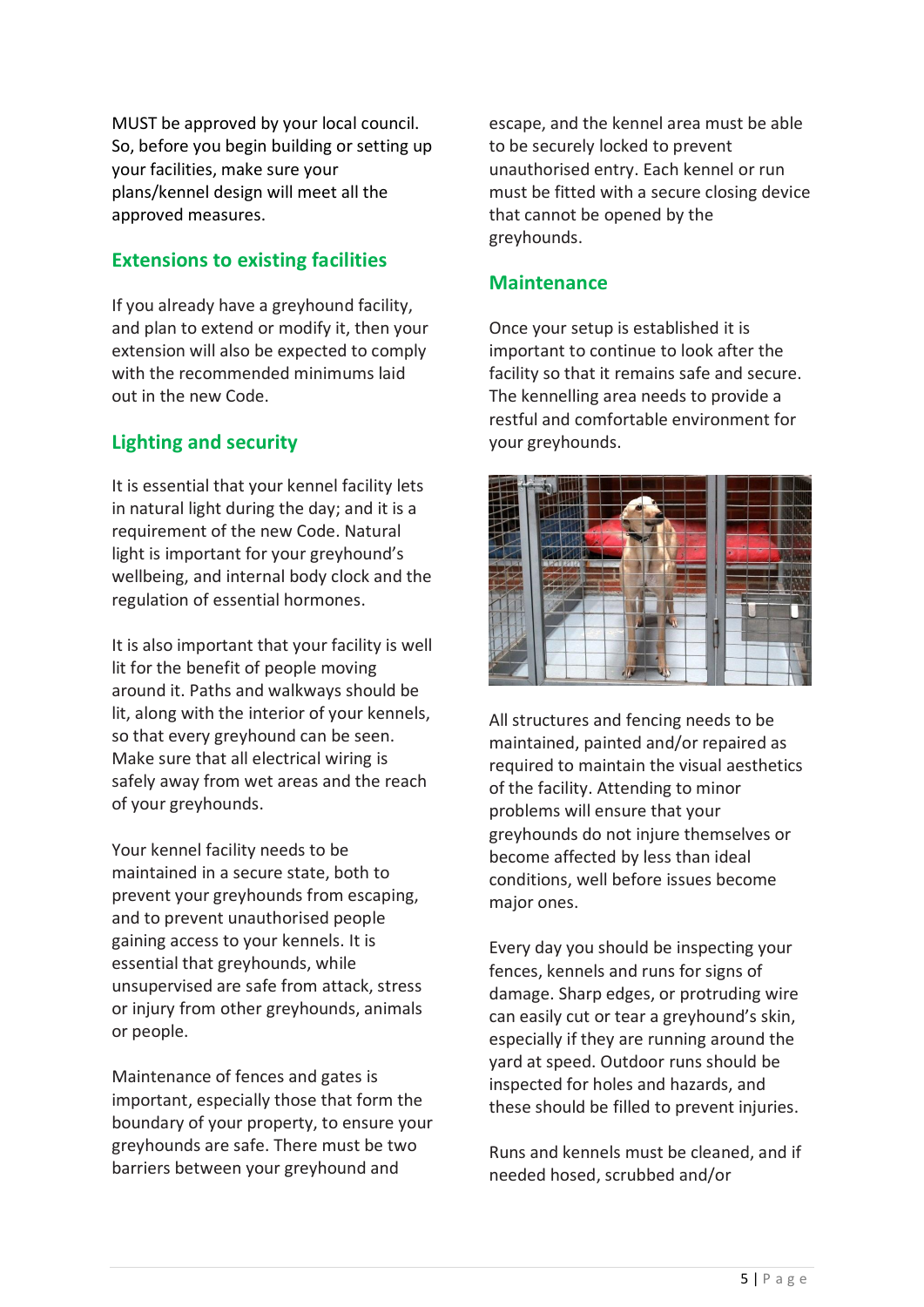MUST be approved by your local council. So, before you begin building or setting up your facilities, make sure your plans/kennel design will meet all the approved measures.

## Extensions to existing facilities

If you already have a greyhound facility, and plan to extend or modify it, then your extension will also be expected to comply with the recommended minimums laid out in the new Code.

## Lighting and security

It is essential that your kennel facility lets in natural light during the day; and it is a requirement of the new Code. Natural light is important for your greyhound's wellbeing, and internal body clock and the regulation of essential hormones.

It is also important that your facility is well lit for the benefit of people moving around it. Paths and walkways should be lit, along with the interior of your kennels, so that every greyhound can be seen. Make sure that all electrical wiring is safely away from wet areas and the reach of your greyhounds.

Your kennel facility needs to be maintained in a secure state, both to prevent your greyhounds from escaping, and to prevent unauthorised people gaining access to your kennels. It is essential that greyhounds, while unsupervised are safe from attack, stress or injury from other greyhounds, animals or people.

Maintenance of fences and gates is important, especially those that form the boundary of your property, to ensure your greyhounds are safe. There must be two barriers between your greyhound and escape, and the kennel area must be able to be securely locked to prevent unauthorised entry. Each kennel or run must be fitted with a secure closing device that cannot be opened by the greyhounds.

## Maintenance

Once your setup is established it is important to continue to look after the facility so that it remains safe and secure. The kennelling area needs to provide a restful and comfortable environment for your greyhounds.

All structures and fencing needs to be maintained, painted and/or repaired as required to maintain the visual aesthetics of the facility. Attending to minor problems will ensure that your greyhounds do not injure themselves or become affected by less than ideal conditions, well before issues become major ones.

Every day you should be inspecting your fences, kennels and runs for signs of damage. Sharp edges, or protruding wire can easily cut or tear a greyhound's skin, especially if they are running around the yard at speed. Outdoor runs should be inspected for holes and hazards, and these should be filled to prevent injuries.

Runs and kennels must be cleaned, and if needed hosed, scrubbed and/or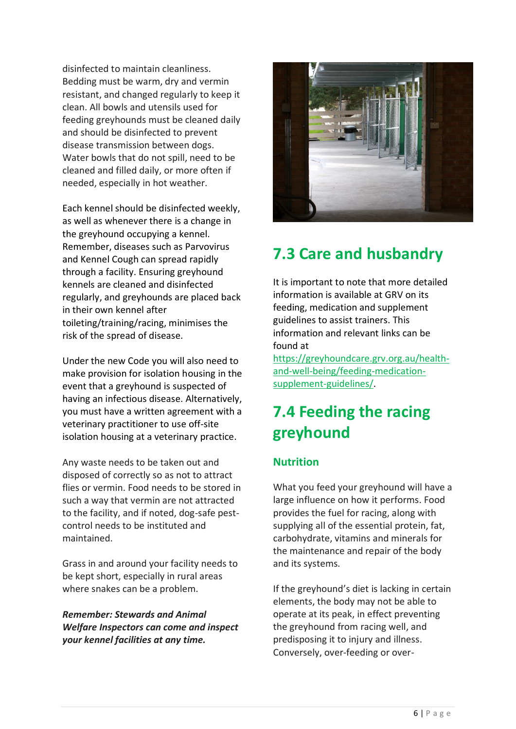disinfected to maintain cleanliness. Bedding must be warm, dry and vermin resistant, and changed regularly to keep it clean. All bowls and utensils used for feeding greyhounds must be cleaned daily and should be disinfected to prevent disease transmission between dogs. Water bowls that do not spill, need to be cleaned and filled daily, or more often if needed, especially in hot weather.

Each kennel should be disinfected weekly, as well as whenever there is a change in the greyhound occupying a kennel. Remember, diseases such as Parvovirus and Kennel Cough can spread rapidly through a facility. Ensuring greyhound kennels are cleaned and disinfected regularly, and greyhounds are placed back in their own kennel after toileting/training/racing, minimises the risk of the spread of disease.

Under the new Code you will also need to make provision for isolation housing in the event that a greyhound is suspected of having an infectious disease. Alternatively, you must have a written agreement with a veterinary practitioner to use off-site isolation housing at a veterinary practice.

Any waste needs to be taken out and disposed of correctly so as not to attract flies or vermin. Food needs to be stored in such a way that vermin are not attracted to the facility, and if noted, dog-safe pest-control needs to be instituted and maintained.

Grass in and around your facility needs to be kept short, especially in rural areas where snakes can be a problem.

***Remember: Stewards and Animal Welfare Inspectors can come and inspect your kennel facilities at any time.***

## 7.3 Care and husbandry

It is important to note that more detailed information is available at GRV on its feeding, medication and supplement guidelines to assist trainers. This information and relevant links can be found at https://greyhoundcare.grv.org.au/health-and-well-being/feeding-medication-supplement-guidelines/.

## 7.4 Feeding the racing greyhound

### Nutrition

What you feed your greyhound will have a large influence on how it performs. Food provides the fuel for racing, along with supplying all of the essential protein, fat, carbohydrate, vitamins and minerals for the maintenance and repair of the body and its systems.

If the greyhound's diet is lacking in certain elements, the body may not be able to operate at its peak, in effect preventing the greyhound from racing well, and predisposing it to injury and illness. Conversely, over-feeding or over-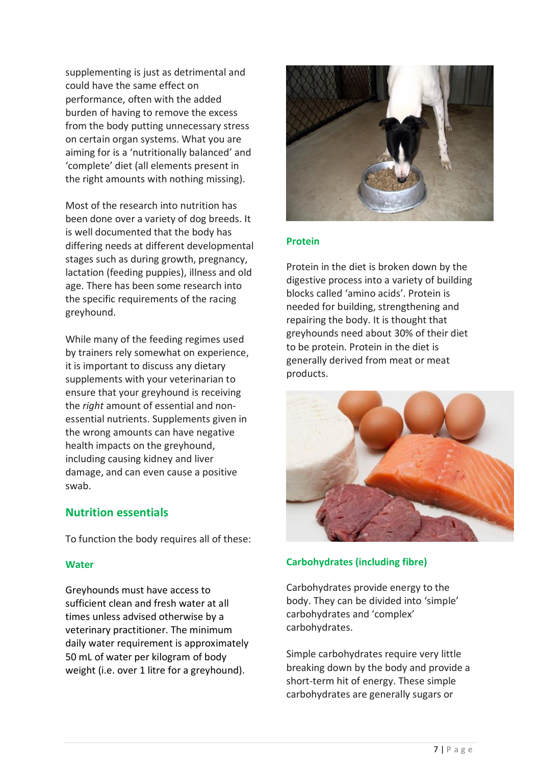supplementing is just as detrimental and could have the same effect on performance, often with the added burden of having to remove the excess from the body putting unnecessary stress on certain organ systems. What you are aiming for is a 'nutritionally balanced' and 'complete' diet (all elements present in the right amounts with nothing missing).

Most of the research into nutrition has been done over a variety of dog breeds. It is well documented that the body has differing needs at different developmental stages such as during growth, pregnancy, lactation (feeding puppies), illness and old age. There has been some research into the specific requirements of the racing greyhound.

While many of the feeding regimes used by trainers rely somewhat on experience, it is important to discuss any dietary supplements with your veterinarian to ensure that your greyhound is receiving the *right* amount of essential and non-essential nutrients. Supplements given in the wrong amounts can have negative health impacts on the greyhound, including causing kidney and liver damage, and can even cause a positive swab.

## Nutrition essentials

To function the body requires all of these:

### Water

Greyhounds must have access to sufficient clean and fresh water at all times unless advised otherwise by a veterinary practitioner. The minimum daily water requirement is approximately 50 mL of water per kilogram of body weight (i.e. over 1 litre for a greyhound).

### Protein

Protein in the diet is broken down by the digestive process into a variety of building blocks called 'amino acids'. Protein is needed for building, strengthening and repairing the body. It is thought that greyhounds need about 30% of their diet to be protein. Protein in the diet is generally derived from meat or meat products.

### Carbohydrates (including fibre)

Carbohydrates provide energy to the body. They can be divided into 'simple' carbohydrates and 'complex' carbohydrates.

Simple carbohydrates require very little breaking down by the body and provide a short-term hit of energy. These simple carbohydrates are generally sugars or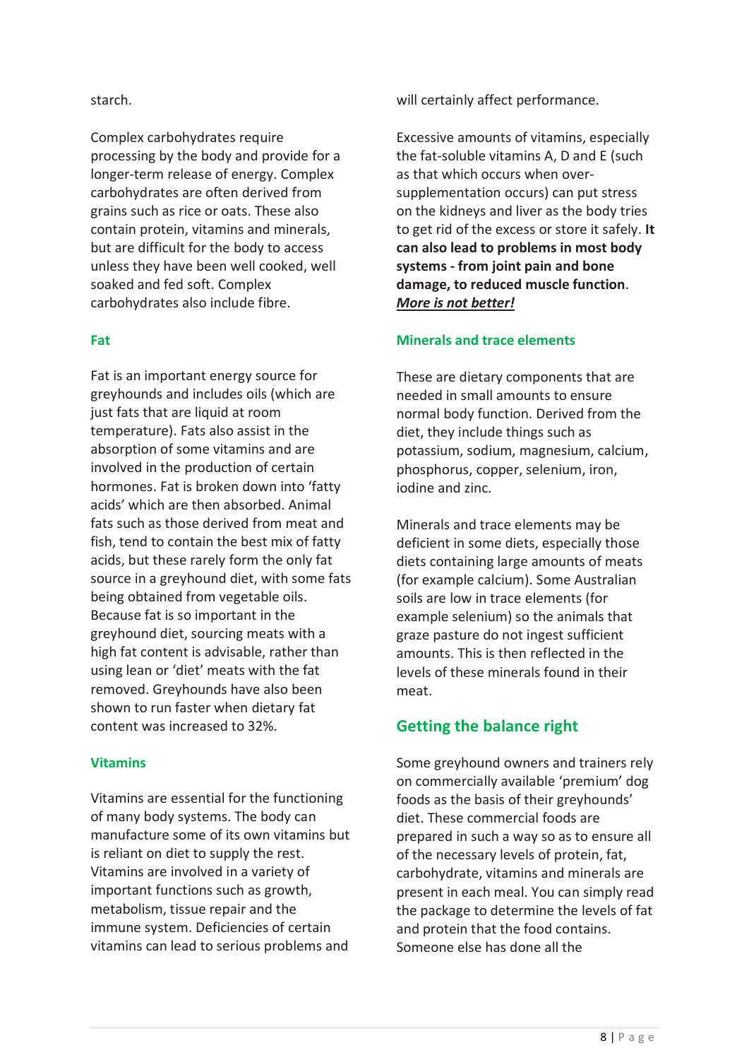starch.

Complex carbohydrates require processing by the body and provide for a longer-term release of energy. Complex carbohydrates are often derived from grains such as rice or oats. These also contain protein, vitamins and minerals, but are difficult for the body to access unless they have been well cooked, well soaked and fed soft. Complex carbohydrates also include fibre.

### Fat

Fat is an important energy source for greyhounds and includes oils (which are just fats that are liquid at room temperature). Fats also assist in the absorption of some vitamins and are involved in the production of certain hormones. Fat is broken down into 'fatty acids' which are then absorbed. Animal fats such as those derived from meat and fish, tend to contain the best mix of fatty acids, but these rarely form the only fat source in a greyhound diet, with some fats being obtained from vegetable oils. Because fat is so important in the greyhound diet, sourcing meats with a high fat content is advisable, rather than using lean or 'diet' meats with the fat removed. Greyhounds have also been shown to run faster when dietary fat content was increased to 32%.

### Vitamins

Vitamins are essential for the functioning of many body systems. The body can manufacture some of its own vitamins but is reliant on diet to supply the rest. Vitamins are involved in a variety of important functions such as growth, metabolism, tissue repair and the immune system. Deficiencies of certain vitamins can lead to serious problems and will certainly affect performance.

Excessive amounts of vitamins, especially the fat-soluble vitamins A, D and E (such as that which occurs when over-supplementation occurs) can put stress on the kidneys and liver as the body tries to get rid of the excess or store it safely. **It can also lead to problems in most body systems - from joint pain and bone damage, to reduced muscle function**. ***More is not better!***

### Minerals and trace elements

These are dietary components that are needed in small amounts to ensure normal body function. Derived from the diet, they include things such as potassium, sodium, magnesium, calcium, phosphorus, copper, selenium, iron, iodine and zinc.

Minerals and trace elements may be deficient in some diets, especially those diets containing large amounts of meats (for example calcium). Some Australian soils are low in trace elements (for example selenium) so the animals that graze pasture do not ingest sufficient amounts. This is then reflected in the levels of these minerals found in their meat.

## Getting the balance right

Some greyhound owners and trainers rely on commercially available 'premium' dog foods as the basis of their greyhounds' diet. These commercial foods are prepared in such a way so as to ensure all of the necessary levels of protein, fat, carbohydrate, vitamins and minerals are present in each meal. You can simply read the package to determine the levels of fat and protein that the food contains. Someone else has done all the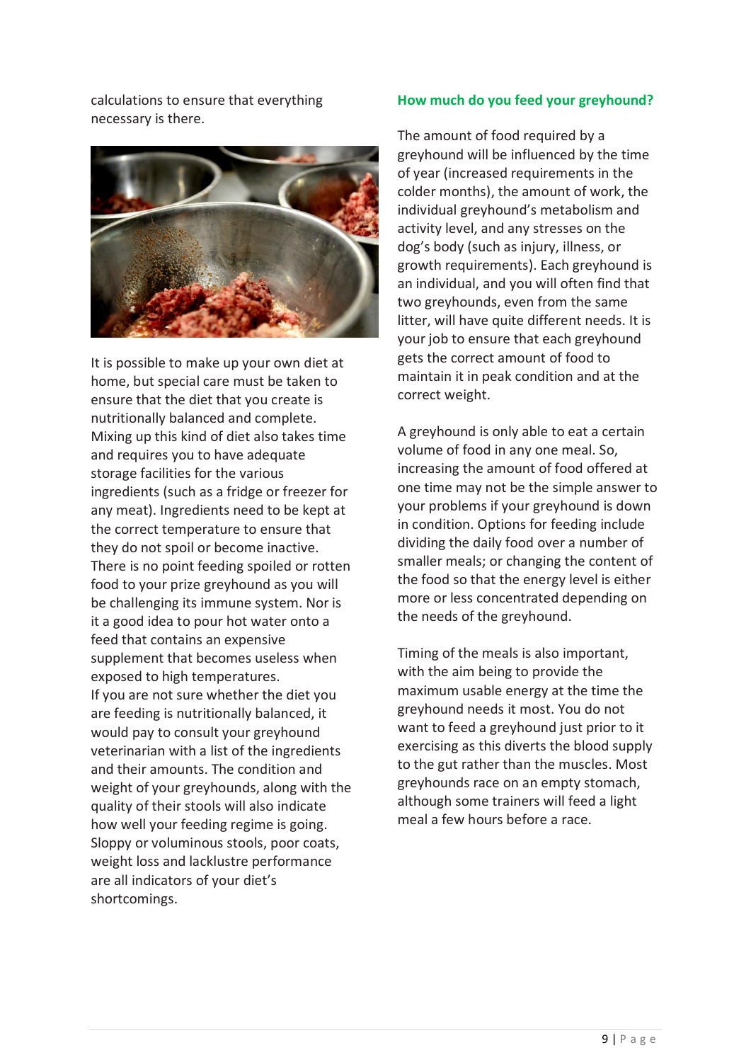calculations to ensure that everything necessary is there.

It is possible to make up your own diet at home, but special care must be taken to ensure that the diet that you create is nutritionally balanced and complete. Mixing up this kind of diet also takes time and requires you to have adequate storage facilities for the various ingredients (such as a fridge or freezer for any meat). Ingredients need to be kept at the correct temperature to ensure that they do not spoil or become inactive. There is no point feeding spoiled or rotten food to your prize greyhound as you will be challenging its immune system. Nor is it a good idea to pour hot water onto a feed that contains an expensive supplement that becomes useless when exposed to high temperatures.

If you are not sure whether the diet you are feeding is nutritionally balanced, it would pay to consult your greyhound veterinarian with a list of the ingredients and their amounts. The condition and weight of your greyhounds, along with the quality of their stools will also indicate how well your feeding regime is going. Sloppy or voluminous stools, poor coats, weight loss and lacklustre performance are all indicators of your diet's shortcomings.

## How much do you feed your greyhound?

The amount of food required by a greyhound will be influenced by the time of year (increased requirements in the colder months), the amount of work, the individual greyhound's metabolism and activity level, and any stresses on the dog's body (such as injury, illness, or growth requirements). Each greyhound is an individual, and you will often find that two greyhounds, even from the same litter, will have quite different needs. It is your job to ensure that each greyhound gets the correct amount of food to maintain it in peak condition and at the correct weight.

A greyhound is only able to eat a certain volume of food in any one meal. So, increasing the amount of food offered at one time may not be the simple answer to your problems if your greyhound is down in condition. Options for feeding include dividing the daily food over a number of smaller meals; or changing the content of the food so that the energy level is either more or less concentrated depending on the needs of the greyhound.

Timing of the meals is also important, with the aim being to provide the maximum usable energy at the time the greyhound needs it most. You do not want to feed a greyhound just prior to it exercising as this diverts the blood supply to the gut rather than the muscles. Most greyhounds race on an empty stomach, although some trainers will feed a light meal a few hours before a race.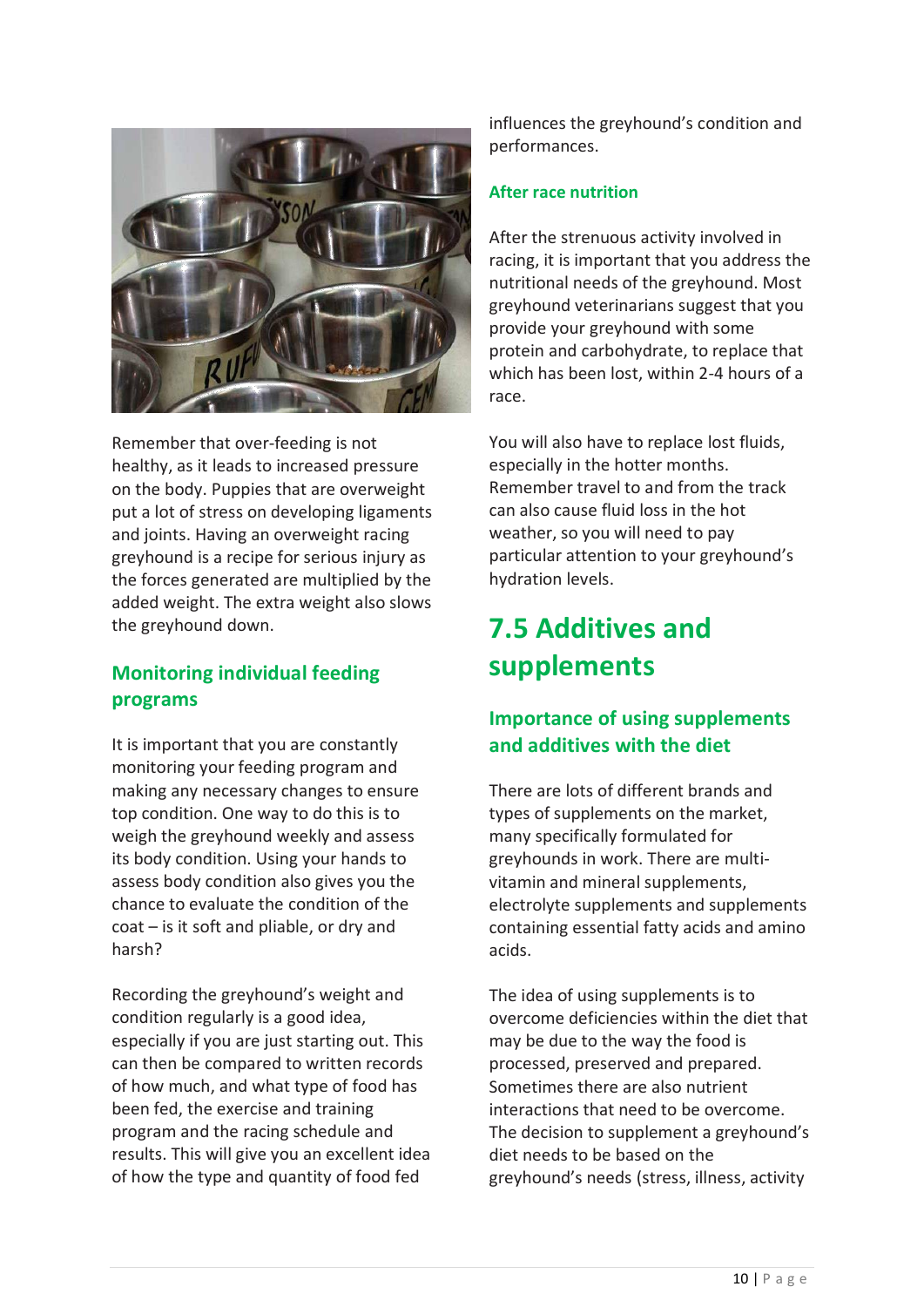Remember that over-feeding is not healthy, as it leads to increased pressure on the body. Puppies that are overweight put a lot of stress on developing ligaments and joints. Having an overweight racing greyhound is a recipe for serious injury as the forces generated are multiplied by the added weight. The extra weight also slows the greyhound down.

### Monitoring individual feeding programs

It is important that you are constantly monitoring your feeding program and making any necessary changes to ensure top condition. One way to do this is to weigh the greyhound weekly and assess its body condition. Using your hands to assess body condition also gives you the chance to evaluate the condition of the coat – is it soft and pliable, or dry and harsh?

Recording the greyhound's weight and condition regularly is a good idea, especially if you are just starting out. This can then be compared to written records of how much, and what type of food has been fed, the exercise and training program and the racing schedule and results. This will give you an excellent idea of how the type and quantity of food fed influences the greyhound's condition and performances.

### After race nutrition

After the strenuous activity involved in racing, it is important that you address the nutritional needs of the greyhound. Most greyhound veterinarians suggest that you provide your greyhound with some protein and carbohydrate, to replace that which has been lost, within 2-4 hours of a race.

You will also have to replace lost fluids, especially in the hotter months. Remember travel to and from the track can also cause fluid loss in the hot weather, so you will need to pay particular attention to your greyhound's hydration levels.

## 7.5 Additives and supplements

### Importance of using supplements and additives with the diet

There are lots of different brands and types of supplements on the market, many specifically formulated for greyhounds in work. There are multi-vitamin and mineral supplements, electrolyte supplements and supplements containing essential fatty acids and amino acids.

The idea of using supplements is to overcome deficiencies within the diet that may be due to the way the food is processed, preserved and prepared. Sometimes there are also nutrient interactions that need to be overcome. The decision to supplement a greyhound's diet needs to be based on the greyhound's needs (stress, illness, activity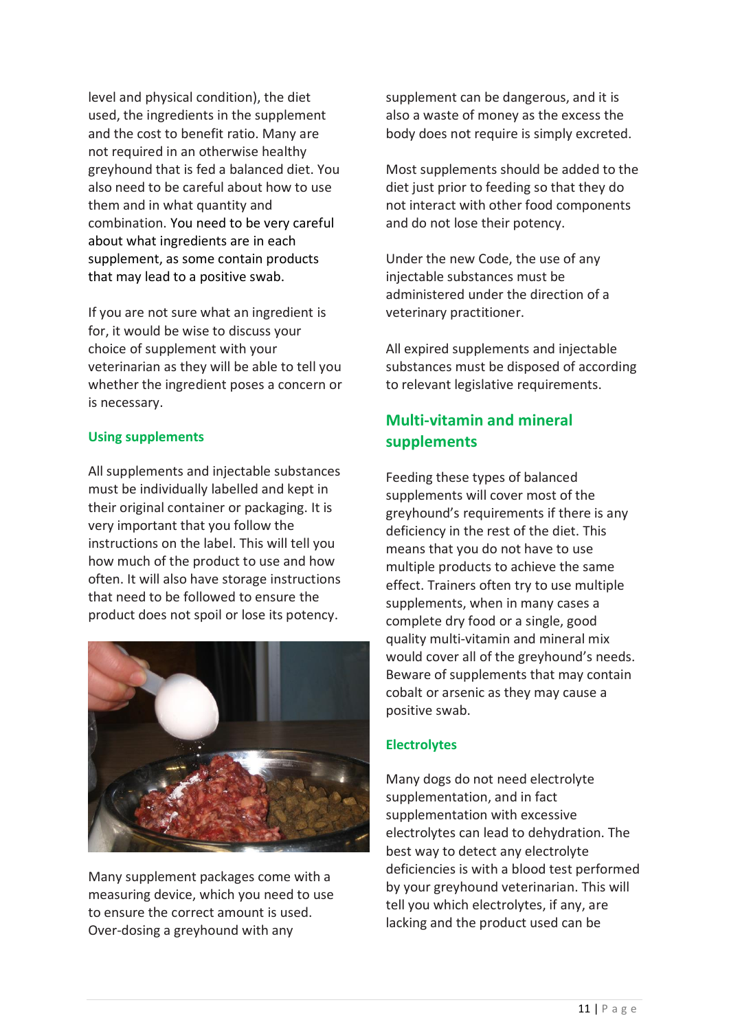level and physical condition), the diet used, the ingredients in the supplement and the cost to benefit ratio. Many are not required in an otherwise healthy greyhound that is fed a balanced diet. You also need to be careful about how to use them and in what quantity and combination. You need to be very careful about what ingredients are in each supplement, as some contain products that may lead to a positive swab.

If you are not sure what an ingredient is for, it would be wise to discuss your choice of supplement with your veterinarian as they will be able to tell you whether the ingredient poses a concern or is necessary.

### Using supplements

All supplements and injectable substances must be individually labelled and kept in their original container or packaging. It is very important that you follow the instructions on the label. This will tell you how much of the product to use and how often. It will also have storage instructions that need to be followed to ensure the product does not spoil or lose its potency.

Many supplement packages come with a measuring device, which you need to use to ensure the correct amount is used. Over-dosing a greyhound with any supplement can be dangerous, and it is also a waste of money as the excess the body does not require is simply excreted.

Most supplements should be added to the diet just prior to feeding so that they do not interact with other food components and do not lose their potency.

Under the new Code, the use of any injectable substances must be administered under the direction of a veterinary practitioner.

All expired supplements and injectable substances must be disposed of according to relevant legislative requirements.

## Multi-vitamin and mineral supplements

Feeding these types of balanced supplements will cover most of the greyhound's requirements if there is any deficiency in the rest of the diet. This means that you do not have to use multiple products to achieve the same effect. Trainers often try to use multiple supplements, when in many cases a complete dry food or a single, good quality multi-vitamin and mineral mix would cover all of the greyhound's needs. Beware of supplements that may contain cobalt or arsenic as they may cause a positive swab.

### Electrolytes

Many dogs do not need electrolyte supplementation, and in fact supplementation with excessive electrolytes can lead to dehydration. The best way to detect any electrolyte deficiencies is with a blood test performed by your greyhound veterinarian. This will tell you which electrolytes, if any, are lacking and the product used can be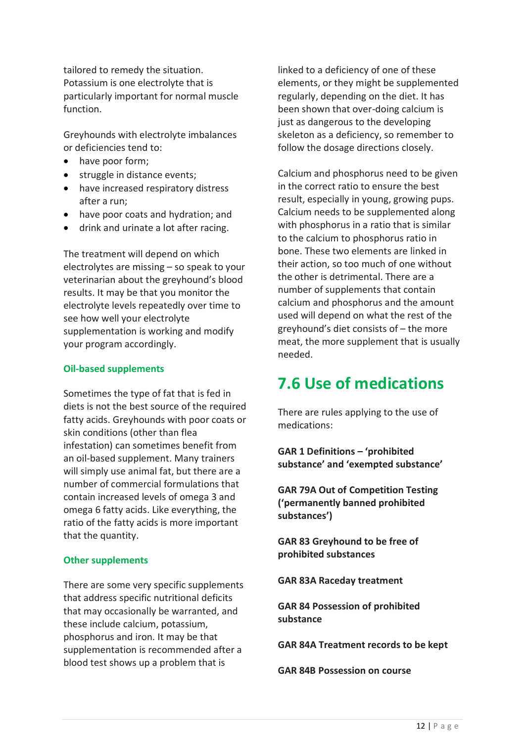tailored to remedy the situation. Potassium is one electrolyte that is particularly important for normal muscle function.

Greyhounds with electrolyte imbalances or deficiencies tend to:

- have poor form;
- struggle in distance events;
- have increased respiratory distress after a run;
- have poor coats and hydration; and
- drink and urinate a lot after racing.

The treatment will depend on which electrolytes are missing – so speak to your veterinarian about the greyhound's blood results. It may be that you monitor the electrolyte levels repeatedly over time to see how well your electrolyte supplementation is working and modify your program accordingly.

### Oil-based supplements

Sometimes the type of fat that is fed in diets is not the best source of the required fatty acids. Greyhounds with poor coats or skin conditions (other than flea infestation) can sometimes benefit from an oil-based supplement. Many trainers will simply use animal fat, but there are a number of commercial formulations that contain increased levels of omega 3 and omega 6 fatty acids. Like everything, the ratio of the fatty acids is more important that the quantity.

### Other supplements

There are some very specific supplements that address specific nutritional deficits that may occasionally be warranted, and these include calcium, potassium, phosphorus and iron. It may be that supplementation is recommended after a blood test shows up a problem that is linked to a deficiency of one of these elements, or they might be supplemented regularly, depending on the diet. It has been shown that over-doing calcium is just as dangerous to the developing skeleton as a deficiency, so remember to follow the dosage directions closely.

Calcium and phosphorus need to be given in the correct ratio to ensure the best result, especially in young, growing pups. Calcium needs to be supplemented along with phosphorus in a ratio that is similar to the calcium to phosphorus ratio in bone. These two elements are linked in their action, so too much of one without the other is detrimental. There are a number of supplements that contain calcium and phosphorus and the amount used will depend on what the rest of the greyhound's diet consists of – the more meat, the more supplement that is usually needed.

## 7.6 Use of medications

There are rules applying to the use of medications:

**GAR 1 Definitions – 'prohibited substance' and 'exempted substance'**

**GAR 79A Out of Competition Testing ('permanently banned prohibited substances')**

**GAR 83 Greyhound to be free of prohibited substances**

**GAR 83A Raceday treatment**

**GAR 84 Possession of prohibited substance**

**GAR 84A Treatment records to be kept**

**GAR 84B Possession on course**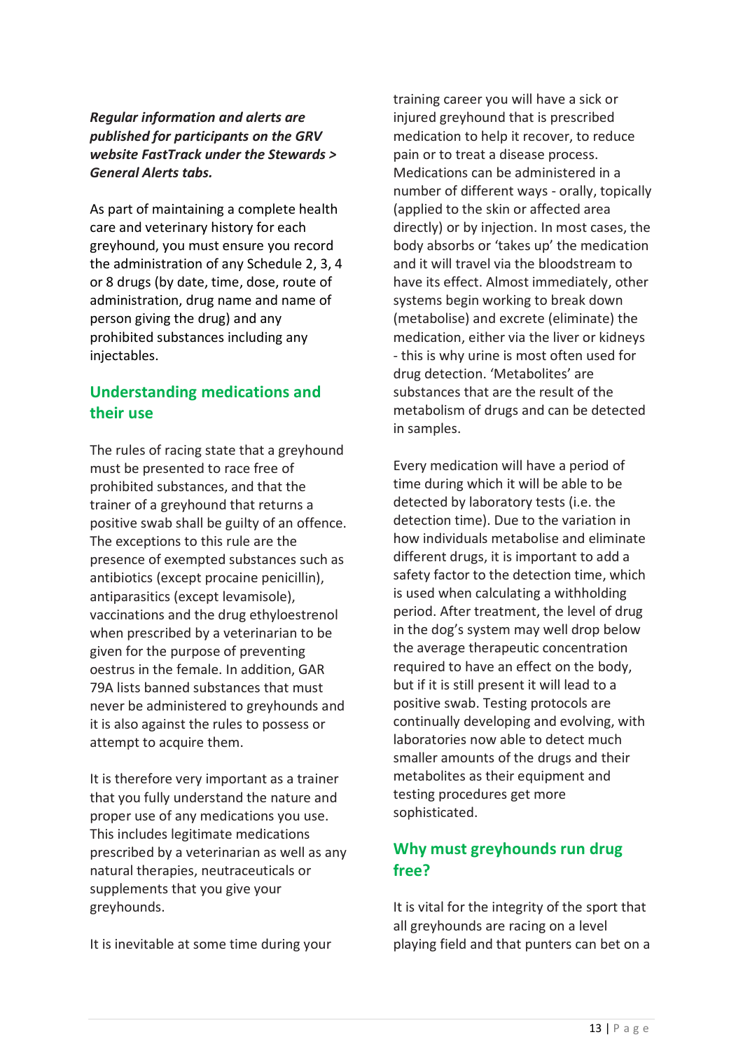***Regular information and alerts are published for participants on the GRV website FastTrack under the Stewards > General Alerts tabs.***

As part of maintaining a complete health care and veterinary history for each greyhound, you must ensure you record the administration of any Schedule 2, 3, 4 or 8 drugs (by date, time, dose, route of administration, drug name and name of person giving the drug) and any prohibited substances including any injectables.

## Understanding medications and their use

The rules of racing state that a greyhound must be presented to race free of prohibited substances, and that the trainer of a greyhound that returns a positive swab shall be guilty of an offence. The exceptions to this rule are the presence of exempted substances such as antibiotics (except procaine penicillin), antiparasitics (except levamisole), vaccinations and the drug ethyloestrenol when prescribed by a veterinarian to be given for the purpose of preventing oestrus in the female. In addition, GAR 79A lists banned substances that must never be administered to greyhounds and it is also against the rules to possess or attempt to acquire them.

It is therefore very important as a trainer that you fully understand the nature and proper use of any medications you use. This includes legitimate medications prescribed by a veterinarian as well as any natural therapies, neutraceuticals or supplements that you give your greyhounds.

It is inevitable at some time during your training career you will have a sick or injured greyhound that is prescribed medication to help it recover, to reduce pain or to treat a disease process. Medications can be administered in a number of different ways - orally, topically (applied to the skin or affected area directly) or by injection. In most cases, the body absorbs or 'takes up' the medication and it will travel via the bloodstream to have its effect. Almost immediately, other systems begin working to break down (metabolise) and excrete (eliminate) the medication, either via the liver or kidneys - this is why urine is most often used for drug detection. 'Metabolites' are substances that are the result of the metabolism of drugs and can be detected in samples.

Every medication will have a period of time during which it will be able to be detected by laboratory tests (i.e. the detection time). Due to the variation in how individuals metabolise and eliminate different drugs, it is important to add a safety factor to the detection time, which is used when calculating a withholding period. After treatment, the level of drug in the dog's system may well drop below the average therapeutic concentration required to have an effect on the body, but if it is still present it will lead to a positive swab. Testing protocols are continually developing and evolving, with laboratories now able to detect much smaller amounts of the drugs and their metabolites as their equipment and testing procedures get more sophisticated.

## Why must greyhounds run drug free?

It is vital for the integrity of the sport that all greyhounds are racing on a level playing field and that punters can bet on a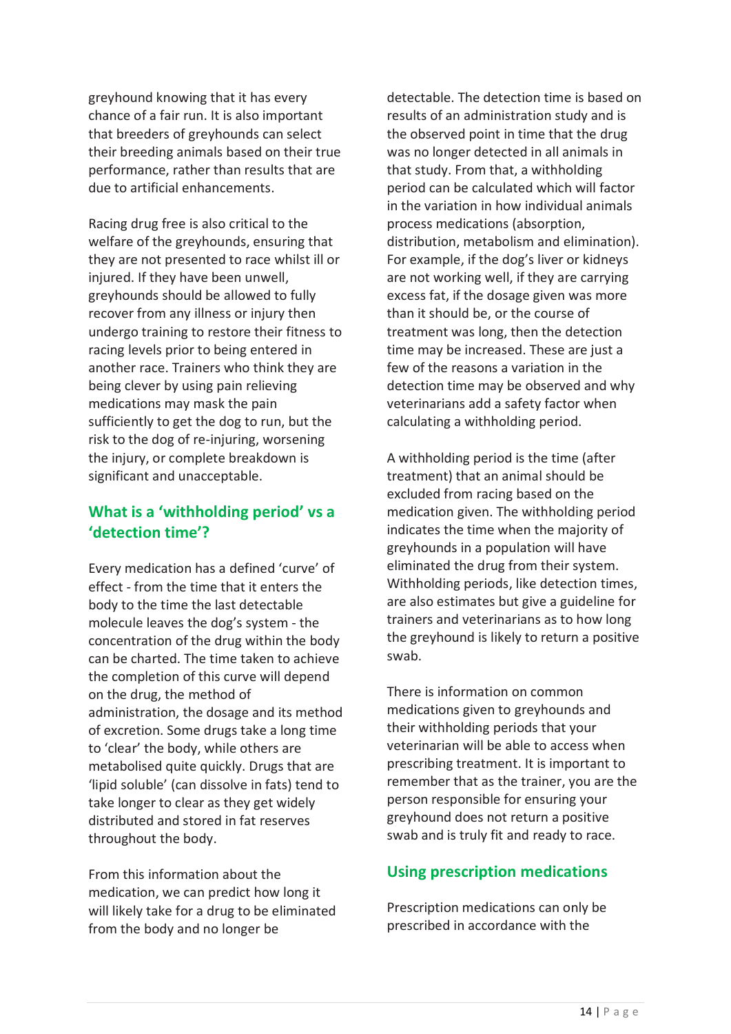greyhound knowing that it has every chance of a fair run. It is also important that breeders of greyhounds can select their breeding animals based on their true performance, rather than results that are due to artificial enhancements.

Racing drug free is also critical to the welfare of the greyhounds, ensuring that they are not presented to race whilst ill or injured. If they have been unwell, greyhounds should be allowed to fully recover from any illness or injury then undergo training to restore their fitness to racing levels prior to being entered in another race. Trainers who think they are being clever by using pain relieving medications may mask the pain sufficiently to get the dog to run, but the risk to the dog of re-injuring, worsening the injury, or complete breakdown is significant and unacceptable.

## What is a 'withholding period' vs a 'detection time'?

Every medication has a defined 'curve' of effect - from the time that it enters the body to the time the last detectable molecule leaves the dog's system - the concentration of the drug within the body can be charted. The time taken to achieve the completion of this curve will depend on the drug, the method of administration, the dosage and its method of excretion. Some drugs take a long time to 'clear' the body, while others are metabolised quite quickly. Drugs that are 'lipid soluble' (can dissolve in fats) tend to take longer to clear as they get widely distributed and stored in fat reserves throughout the body.

From this information about the medication, we can predict how long it will likely take for a drug to be eliminated from the body and no longer be detectable. The detection time is based on results of an administration study and is the observed point in time that the drug was no longer detected in all animals in that study. From that, a withholding period can be calculated which will factor in the variation in how individual animals process medications (absorption, distribution, metabolism and elimination). For example, if the dog's liver or kidneys are not working well, if they are carrying excess fat, if the dosage given was more than it should be, or the course of treatment was long, then the detection time may be increased. These are just a few of the reasons a variation in the detection time may be observed and why veterinarians add a safety factor when calculating a withholding period.

A withholding period is the time (after treatment) that an animal should be excluded from racing based on the medication given. The withholding period indicates the time when the majority of greyhounds in a population will have eliminated the drug from their system. Withholding periods, like detection times, are also estimates but give a guideline for trainers and veterinarians as to how long the greyhound is likely to return a positive swab.

There is information on common medications given to greyhounds and their withholding periods that your veterinarian will be able to access when prescribing treatment. It is important to remember that as the trainer, you are the person responsible for ensuring your greyhound does not return a positive swab and is truly fit and ready to race.

## Using prescription medications

Prescription medications can only be prescribed in accordance with the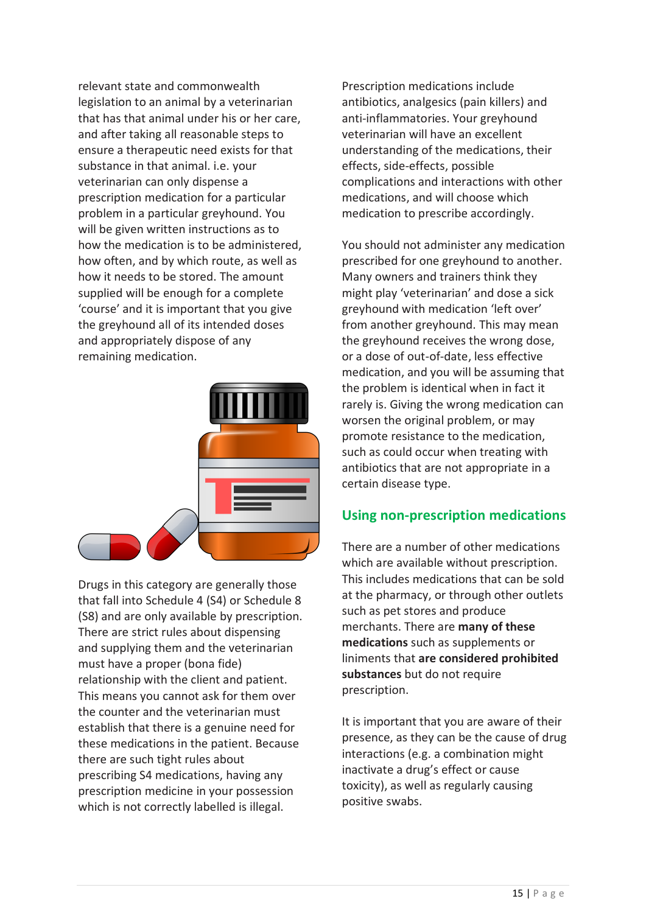relevant state and commonwealth legislation to an animal by a veterinarian that has that animal under his or her care, and after taking all reasonable steps to ensure a therapeutic need exists for that substance in that animal. i.e. your veterinarian can only dispense a prescription medication for a particular problem in a particular greyhound. You will be given written instructions as to how the medication is to be administered, how often, and by which route, as well as how it needs to be stored. The amount supplied will be enough for a complete 'course' and it is important that you give the greyhound all of its intended doses and appropriately dispose of any remaining medication.

Drugs in this category are generally those that fall into Schedule 4 (S4) or Schedule 8 (S8) and are only available by prescription. There are strict rules about dispensing and supplying them and the veterinarian must have a proper (bona fide) relationship with the client and patient. This means you cannot ask for them over the counter and the veterinarian must establish that there is a genuine need for these medications in the patient. Because there are such tight rules about prescribing S4 medications, having any prescription medicine in your possession which is not correctly labelled is illegal.

Prescription medications include antibiotics, analgesics (pain killers) and anti-inflammatories. Your greyhound veterinarian will have an excellent understanding of the medications, their effects, side-effects, possible complications and interactions with other medications, and will choose which medication to prescribe accordingly.

You should not administer any medication prescribed for one greyhound to another. Many owners and trainers think they might play 'veterinarian' and dose a sick greyhound with medication 'left over' from another greyhound. This may mean the greyhound receives the wrong dose, or a dose of out-of-date, less effective medication, and you will be assuming that the problem is identical when in fact it rarely is. Giving the wrong medication can worsen the original problem, or may promote resistance to the medication, such as could occur when treating with antibiotics that are not appropriate in a certain disease type.

## Using non-prescription medications

There are a number of other medications which are available without prescription. This includes medications that can be sold at the pharmacy, or through other outlets such as pet stores and produce merchants. There are **many of these medications** such as supplements or liniments that **are considered prohibited substances** but do not require prescription.

It is important that you are aware of their presence, as they can be the cause of drug interactions (e.g. a combination might inactivate a drug's effect or cause toxicity), as well as regularly causing positive swabs.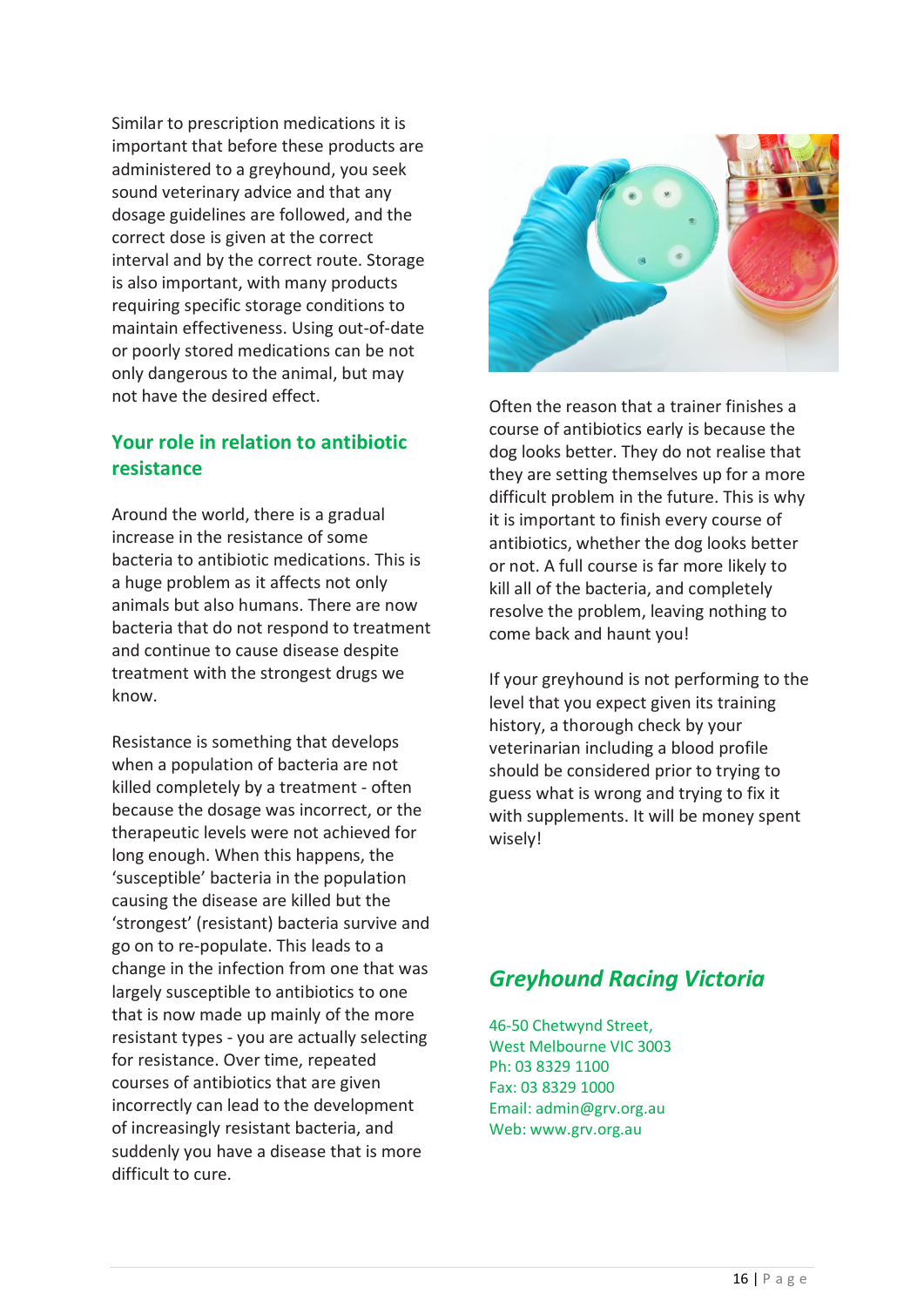Similar to prescription medications it is important that before these products are administered to a greyhound, you seek sound veterinary advice and that any dosage guidelines are followed, and the correct dose is given at the correct interval and by the correct route. Storage is also important, with many products requiring specific storage conditions to maintain effectiveness. Using out-of-date or poorly stored medications can be not only dangerous to the animal, but may not have the desired effect.

## Your role in relation to antibiotic resistance

Around the world, there is a gradual increase in the resistance of some bacteria to antibiotic medications. This is a huge problem as it affects not only animals but also humans. There are now bacteria that do not respond to treatment and continue to cause disease despite treatment with the strongest drugs we know.

Resistance is something that develops when a population of bacteria are not killed completely by a treatment - often because the dosage was incorrect, or the therapeutic levels were not achieved for long enough. When this happens, the 'susceptible' bacteria in the population causing the disease are killed but the 'strongest' (resistant) bacteria survive and go on to re-populate. This leads to a change in the infection from one that was largely susceptible to antibiotics to one that is now made up mainly of the more resistant types - you are actually selecting for resistance. Over time, repeated courses of antibiotics that are given incorrectly can lead to the development of increasingly resistant bacteria, and suddenly you have a disease that is more difficult to cure.

Often the reason that a trainer finishes a course of antibiotics early is because the dog looks better. They do not realise that they are setting themselves up for a more difficult problem in the future. This is why it is important to finish every course of antibiotics, whether the dog looks better or not. A full course is far more likely to kill all of the bacteria, and completely resolve the problem, leaving nothing to come back and haunt you!

If your greyhound is not performing to the level that you expect given its training history, a thorough check by your veterinarian including a blood profile should be considered prior to trying to guess what is wrong and trying to fix it with supplements. It will be money spent wisely!

## *Greyhound Racing Victoria*

46-50 Chetwynd Street,
West Melbourne VIC 3003
Ph: 03 8329 1100
Fax: 03 8329 1000
Email: admin@grv.org.au
Web: www.grv.org.au